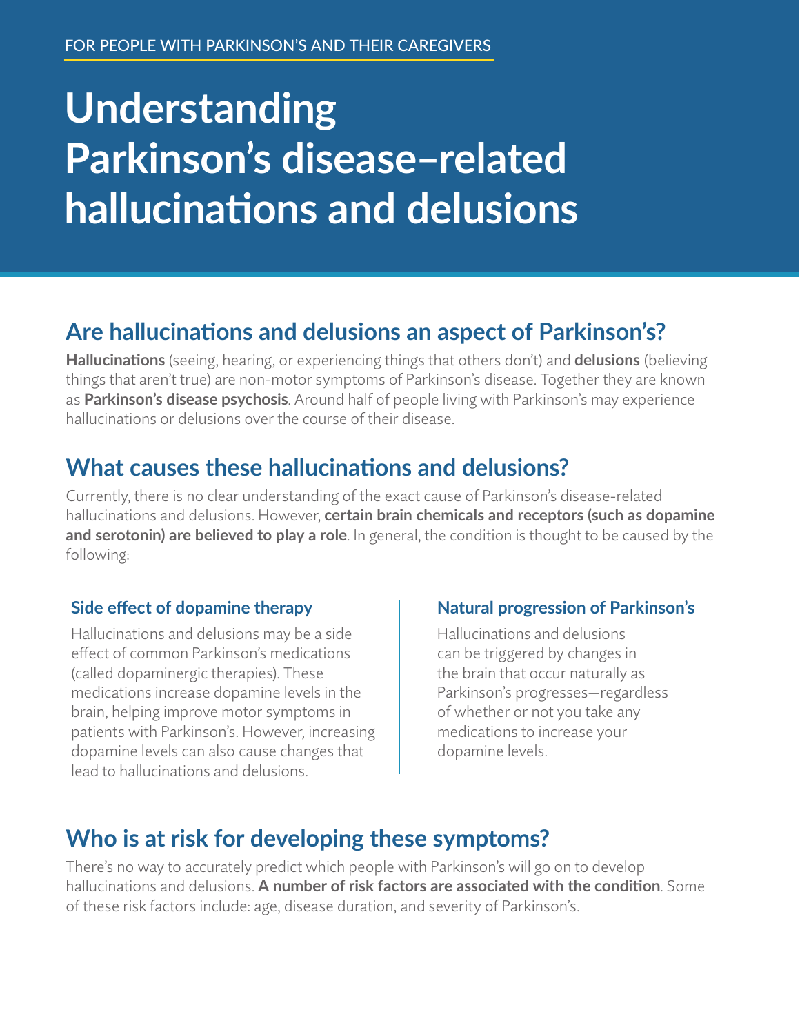FOR PEOPLE WITH PARKINSON'S AND THEIR CAREGIVERS

# Understanding Parkinson's disease–related hallucinations and delusions

## Are hallucinations and delusions an aspect of Parkinson's?

**Hallucinations** (seeing, hearing, or experiencing things that others don't) and **delusions** (believing things that aren't true) are non-motor symptoms of Parkinson's disease. Together they are known as **Parkinson's disease psychosis**. Around half of people living with Parkinson's may experience hallucinations or delusions over the course of their disease.

## What causes these hallucinations and delusions?

Currently, there is no clear understanding of the exact cause of Parkinson's disease-related hallucinations and delusions. However, **certain brain chemicals and receptors (such as dopamine and serotonin) are believed to play a role**. In general, the condition is thought to be caused by the following:

### Side effect of dopamine therapy

Hallucinations and delusions may be a side effect of common Parkinson's medications (called dopaminergic therapies). These medications increase dopamine levels in the brain, helping improve motor symptoms in patients with Parkinson's. However, increasing dopamine levels can also cause changes that lead to hallucinations and delusions.

### Natural progression of Parkinson's

Hallucinations and delusions can be triggered by changes in the brain that occur naturally as Parkinson's progresses—regardless of whether or not you take any medications to increase your dopamine levels.

## Who is at risk for developing these symptoms?

There's no way to accurately predict which people with Parkinson's will go on to develop hallucinations and delusions. **A number of risk factors are associated with the condition**. Some of these risk factors include: age, disease duration, and severity of Parkinson's.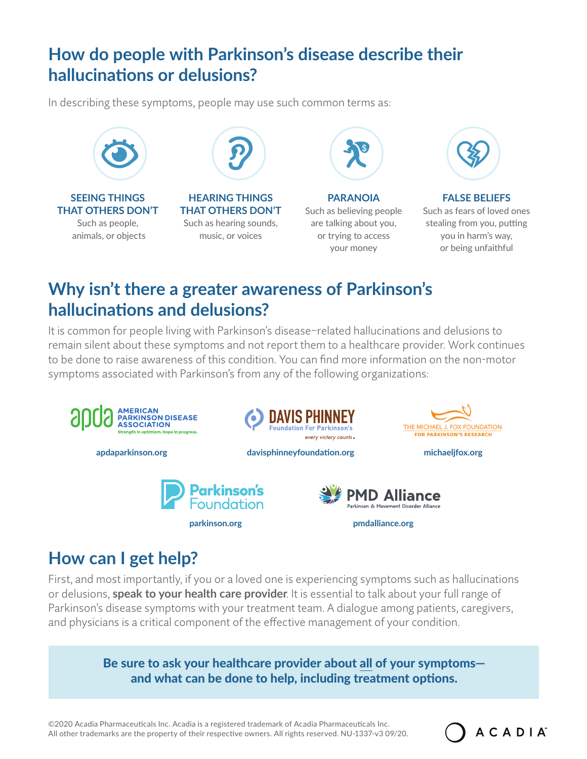## How do people with Parkinson's disease describe their hallucinations or delusions?

In describing these symptoms, people may use such common terms as:

**SEEING THINGS THAT OTHERS DON'T**
Such as people, animals, or objects

**HEARING THINGS THAT OTHERS DON'T**
Such as hearing sounds, music, or voices

**PARANOIA**
Such as believing people are talking about you, or trying to access your money

**FALSE BELIEFS**
Such as fears of loved ones stealing from you, putting you in harm's way, or being unfaithful

## Why isn't there a greater awareness of Parkinson's hallucinations and delusions?

It is common for people living with Parkinson's disease–related hallucinations and delusions to remain silent about these symptoms and not report them to a healthcare provider. Work continues to be done to raise awareness of this condition. You can find more information on the non-motor symptoms associated with Parkinson's from any of the following organizations:

- American Parkinson Disease Association – Strength in optimism. Hope in progress. – **apdaparkinson.org**
- Davis Phinney Foundation For Parkinson's – every victory counts – **davisphinneyfoundation.org**
- The Michael J. Fox Foundation for Parkinson's Research – **michaeljfox.org**
- Parkinson's Foundation – **parkinson.org**
- PMD Alliance – Parkinson & Movement Disorder Alliance – **pmdalliance.org**

## How can I get help?

First, and most importantly, if you or a loved one is experiencing symptoms such as hallucinations or delusions, **speak to your health care provider**. It is essential to talk about your full range of Parkinson's disease symptoms with your treatment team. A dialogue among patients, caregivers, and physicians is a critical component of the effective management of your condition.

**Be sure to ask your healthcare provider about all of your symptoms— and what can be done to help, including treatment options.**

©2020 Acadia Pharmaceuticals Inc. Acadia is a registered trademark of Acadia Pharmaceuticals Inc.
All other trademarks are the property of their respective owners. All rights reserved. NU-1337-v3 09/20.

ACADIA